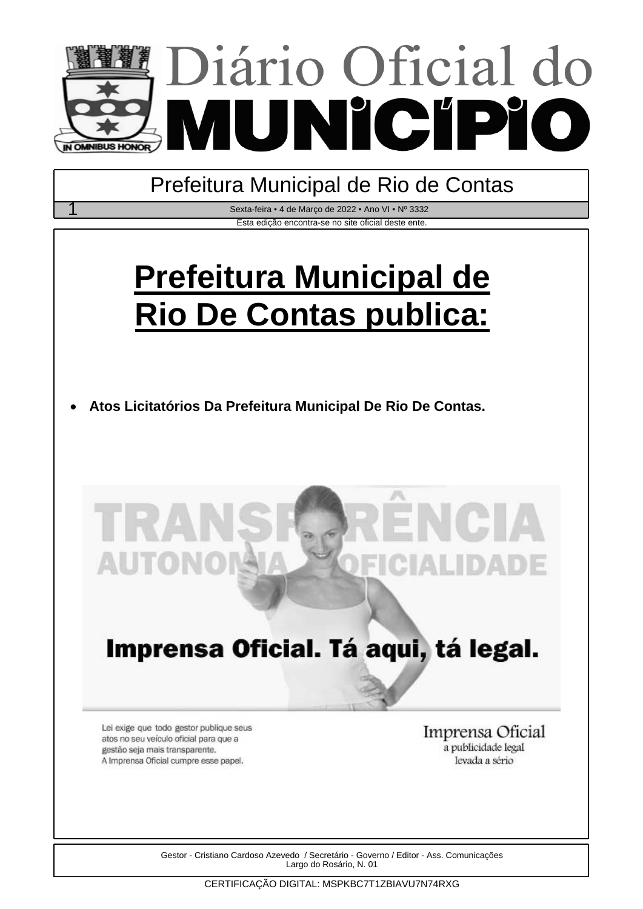# Diário Oficial do MUNICÍPIO

Prefeitura Municipal de Rio de Contas

Sexta-feira • 4 de Março de 2022 • Ano VI • Nº 3332

Esta edição encontra-se no site oficial deste ente.

# Prefeitura Municipal de Rio De Contas publica:

- **Atos Licitatórios Da Prefeitura Municipal De Rio De Contas.**

TRANSPARÊNCIA AUTONOMIA OFICIALIDADE

**Imprensa Oficial. Tá aqui, tá legal.**

Lei exige que todo gestor publique seus atos no seu veículo oficial para que a gestão seja mais transparente. A Imprensa Oficial cumpre esse papel.

Imprensa Oficial
a publicidade legal levada a sério

Gestor - Cristiano Cardoso Azevedo / Secretário - Governo / Editor - Ass. Comunicações
Largo do Rosário, N. 01

CERTIFICAÇÃO DIGITAL: MSPKBC7T1ZBIAVU7N74RXG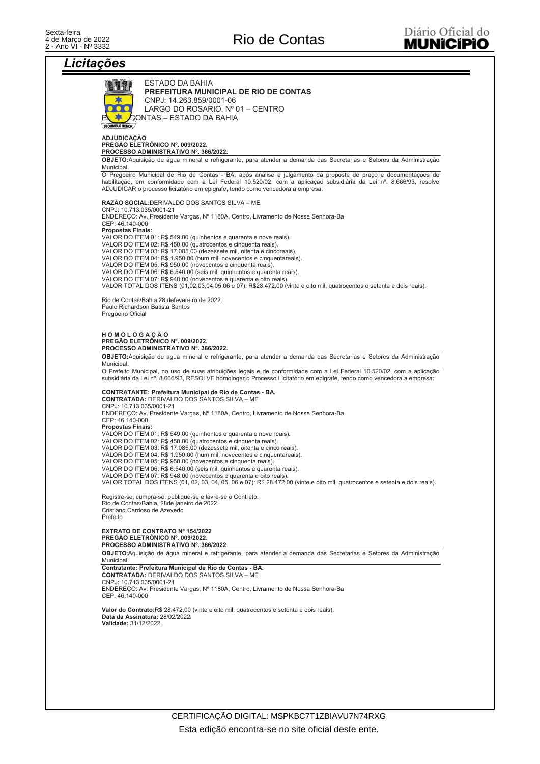## Licitações

ESTADO DA BAHIA
**PREFEITURA MUNICIPAL DE RIO DE CONTAS**
CNPJ: 14.263.859/0001-06
LARGO DO ROSARIO, Nº 01 – CENTRO
RIO DE CONTAS – ESTADO DA BAHIA

**ADJUDICAÇÃO**
**PREGÃO ELETRÔNICO Nº. 009/2022.**
**PROCESSO ADMINISTRATIVO Nº. 366/2022.**

**OBJETO:**Aquisição de água mineral e refrigerante, para atender a demanda das Secretarias e Setores da Administração Municipal.

O Pregoeiro Municipal de Rio de Contas - BA, após análise e julgamento da proposta de preço e documentações de habilitação, em conformidade com a Lei Federal 10.520/02, com a aplicação subsidiária da Lei nº. 8.666/93, resolve ADJUDICAR o processo licitatório em epígrafe, tendo como vencedora a empresa:

**RAZÃO SOCIAL:**DERIVALDO DOS SANTOS SILVA – ME
CNPJ: 10.713.035/0001-21
ENDEREÇO: Av. Presidente Vargas, Nº 1180A, Centro, Livramento de Nossa Senhora-Ba
CEP: 46.140-000
**Propostas Finais:**
VALOR DO ITEM 01: R$ 549,00 (quinhentos e quarenta e nove reais).
VALOR DO ITEM 02: R$ 450,00 (quatrocentos e cinquenta reais).
VALOR DO ITEM 03: R$ 17.085,00 (dezessete mil, oitenta e cincoreais).
VALOR DO ITEM 04: R$ 1.950,00 (hum mil, novecentos e cinquentareais).
VALOR DO ITEM 05: R$ 950,00 (novecentos e cinquenta reais).
VALOR DO ITEM 06: R$ 6.540,00 (seis mil, quinhentos e quarenta reais).
VALOR DO ITEM 07: R$ 948,00 (novecentos e quarenta e oito reais).
VALOR TOTAL DOS ITENS (01,02,03,04,05,06 e 07): R$28.472,00 (vinte e oito mil, quatrocentos e setenta e dois reais).

Rio de Contas/Bahia,28 defevereiro de 2022.
Paulo Richardson Batista Santos
Pregoeiro Oficial

**H O M O L O G A Ç Ã O**
**PREGÃO ELETRÔNICO Nº. 009/2022.**
**PROCESSO ADMINISTRATIVO Nº. 366/2022.**

**OBJETO:**Aquisição de água mineral e refrigerante, para atender a demanda das Secretarias e Setores da Administração Municipal.

O Prefeito Municipal, no uso de suas atribuições legais e de conformidade com a Lei Federal 10.520/02, com a aplicação subsidiária da Lei nº. 8.666/93, RESOLVE homologar o Processo Licitatório em epígrafe, tendo como vencedora a empresa:

**CONTRATANTE: Prefeitura Municipal de Rio de Contas - BA.**
**CONTRATADA:** DERIVALDO DOS SANTOS SILVA – ME
CNPJ: 10.713.035/0001-21
ENDEREÇO: Av. Presidente Vargas, Nº 1180A, Centro, Livramento de Nossa Senhora-Ba
CEP: 46.140-000
**Propostas Finais:**
VALOR DO ITEM 01: R$ 549,00 (quinhentos e quarenta e nove reais).
VALOR DO ITEM 02: R$ 450,00 (quatrocentos e cinquenta reais).
VALOR DO ITEM 03: R$ 17.085,00 (dezessete mil, oitenta e cinco reais).
VALOR DO ITEM 04: R$ 1.950,00 (hum mil, novecentos e cinquentareais).
VALOR DO ITEM 05: R$ 950,00 (novecentos e cinquenta reais).
VALOR DO ITEM 06: R$ 6.540,00 (seis mil, quinhentos e quarenta reais).
VALOR DO ITEM 07: R$ 948,00 (novecentos e quarenta e oito reais).
VALOR TOTAL DOS ITENS (01, 02, 03, 04, 05, 06 e 07): R$ 28.472,00 (vinte e oito mil, quatrocentos e setenta e dois reais).

Registre-se, cumpra-se, publique-se e lavre-se o Contrato.
Rio de Contas/Bahia, 28de janeiro de 2022.
Cristiano Cardoso de Azevedo
Prefeito

**EXTRATO DE CONTRATO Nº 154/2022**
**PREGÃO ELETRÔNICO Nº. 009/2022.**
**PROCESSO ADMINISTRATIVO Nº. 366/2022**

**OBJETO**:Aquisição de água mineral e refrigerante, para atender a demanda das Secretarias e Setores da Administração Municipal.

**Contratante: Prefeitura Municipal de Rio de Contas - BA.**
**CONTRATADA:** DERIVALDO DOS SANTOS SILVA – ME
CNPJ: 10.713.035/0001-21
ENDEREÇO: Av. Presidente Vargas, Nº 1180A, Centro, Livramento de Nossa Senhora-Ba
CEP: 46.140-000

**Valor do Contrato:**R$ 28.472,00 (vinte e oito mil, quatrocentos e setenta e dois reais).
**Data da Assinatura:** 28/02/2022.
**Validade:** 31/12/2022.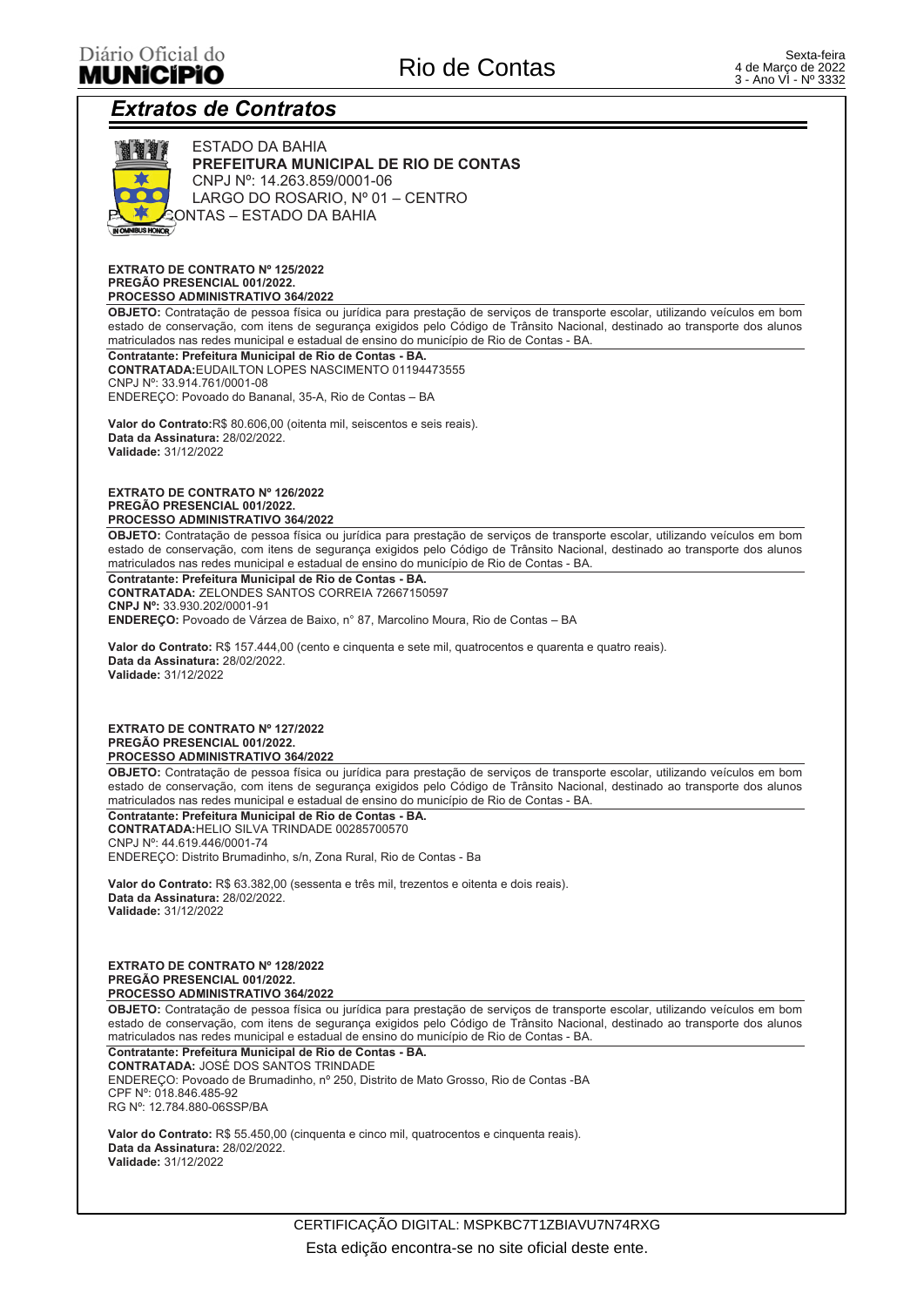## Extratos de Contratos

ESTADO DA BAHIA
**PREFEITURA MUNICIPAL DE RIO DE CONTAS**
CNPJ Nº: 14.263.859/0001-06
LARGO DO ROSARIO, Nº 01 – CENTRO
RIO DE CONTAS – ESTADO DA BAHIA

**EXTRATO DE CONTRATO Nº 125/2022**
**PREGÃO PRESENCIAL 001/2022.**
**PROCESSO ADMINISTRATIVO 364/2022**

**OBJETO:** Contratação de pessoa física ou jurídica para prestação de serviços de transporte escolar, utilizando veículos em bom estado de conservação, com itens de segurança exigidos pelo Código de Trânsito Nacional, destinado ao transporte dos alunos matriculados nas redes municipal e estadual de ensino do município de Rio de Contas - BA.

**Contratante: Prefeitura Municipal de Rio de Contas - BA.**
**CONTRATADA:**EUDAILTON LOPES NASCIMENTO 01194473555
CNPJ Nº: 33.914.761/0001-08
ENDEREÇO: Povoado do Bananal, 35-A, Rio de Contas – BA

**Valor do Contrato:**R$ 80.606,00 (oitenta mil, seiscentos e seis reais).
**Data da Assinatura:** 28/02/2022.
**Validade:** 31/12/2022

**EXTRATO DE CONTRATO Nº 126/2022**
**PREGÃO PRESENCIAL 001/2022.**
**PROCESSO ADMINISTRATIVO 364/2022**

**OBJETO:** Contratação de pessoa física ou jurídica para prestação de serviços de transporte escolar, utilizando veículos em bom estado de conservação, com itens de segurança exigidos pelo Código de Trânsito Nacional, destinado ao transporte dos alunos matriculados nas redes municipal e estadual de ensino do município de Rio de Contas - BA.

**Contratante: Prefeitura Municipal de Rio de Contas - BA.**
**CONTRATADA:** ZELONDES SANTOS CORREIA 72667150597
**CNPJ Nº:** 33.930.202/0001-91
**ENDEREÇO:** Povoado de Várzea de Baixo, n° 87, Marcolino Moura, Rio de Contas – BA

**Valor do Contrato:** R$ 157.444,00 (cento e cinquenta e sete mil, quatrocentos e quarenta e quatro reais).
**Data da Assinatura:** 28/02/2022.
**Validade:** 31/12/2022

**EXTRATO DE CONTRATO Nº 127/2022**
**PREGÃO PRESENCIAL 001/2022.**
**PROCESSO ADMINISTRATIVO 364/2022**

**OBJETO:** Contratação de pessoa física ou jurídica para prestação de serviços de transporte escolar, utilizando veículos em bom estado de conservação, com itens de segurança exigidos pelo Código de Trânsito Nacional, destinado ao transporte dos alunos matriculados nas redes municipal e estadual de ensino do município de Rio de Contas - BA.

**Contratante: Prefeitura Municipal de Rio de Contas - BA.**
**CONTRATADA:**HELIO SILVA TRINDADE 00285700570
CNPJ Nº: 44.619.446/0001-74
ENDEREÇO: Distrito Brumadinho, s/n, Zona Rural, Rio de Contas - Ba

**Valor do Contrato:** R$ 63.382,00 (sessenta e três mil, trezentos e oitenta e dois reais).
**Data da Assinatura:** 28/02/2022.
**Validade:** 31/12/2022

**EXTRATO DE CONTRATO Nº 128/2022**
**PREGÃO PRESENCIAL 001/2022.**
**PROCESSO ADMINISTRATIVO 364/2022**

**OBJETO:** Contratação de pessoa física ou jurídica para prestação de serviços de transporte escolar, utilizando veículos em bom estado de conservação, com itens de segurança exigidos pelo Código de Trânsito Nacional, destinado ao transporte dos alunos matriculados nas redes municipal e estadual de ensino do município de Rio de Contas - BA.

**Contratante: Prefeitura Municipal de Rio de Contas - BA.**
**CONTRATADA:** JOSÉ DOS SANTOS TRINDADE
ENDEREÇO: Povoado de Brumadinho, nº 250, Distrito de Mato Grosso, Rio de Contas -BA
CPF Nº: 018.846.485-92
RG Nº: 12.784.880-06SSP/BA

**Valor do Contrato:** R$ 55.450,00 (cinquenta e cinco mil, quatrocentos e cinquenta reais).
**Data da Assinatura:** 28/02/2022.
**Validade:** 31/12/2022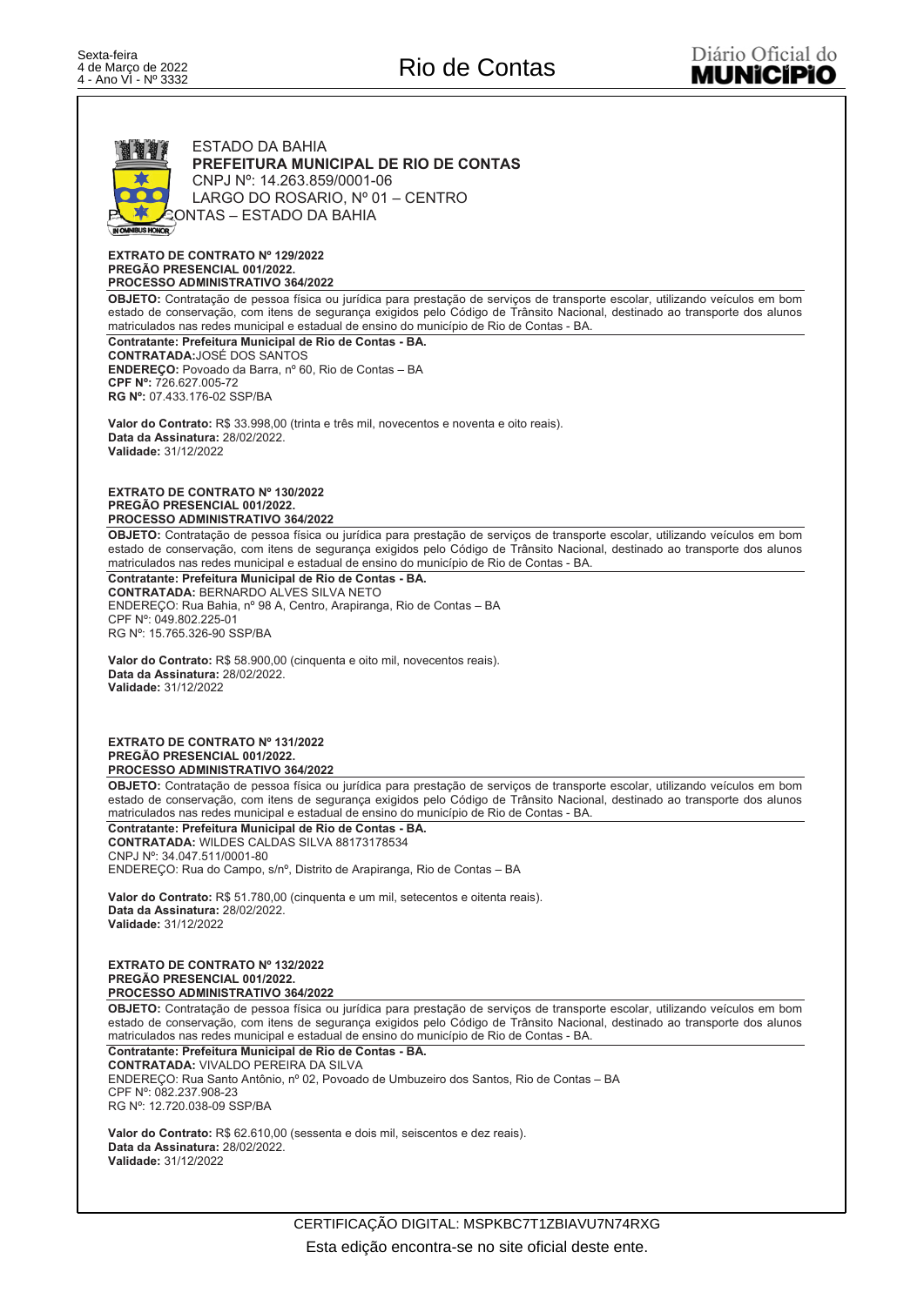ESTADO DA BAHIA
**PREFEITURA MUNICIPAL DE RIO DE CONTAS**
CNPJ Nº: 14.263.859/0001-06
LARGO DO ROSARIO, Nº 01 – CENTRO
RIO DE CONTAS – ESTADO DA BAHIA

**EXTRATO DE CONTRATO Nº 129/2022**
**PREGÃO PRESENCIAL 001/2022.**
**PROCESSO ADMINISTRATIVO 364/2022**

**OBJETO:** Contratação de pessoa física ou jurídica para prestação de serviços de transporte escolar, utilizando veículos em bom estado de conservação, com itens de segurança exigidos pelo Código de Trânsito Nacional, destinado ao transporte dos alunos matriculados nas redes municipal e estadual de ensino do município de Rio de Contas - BA.

**Contratante: Prefeitura Municipal de Rio de Contas - BA.**
**CONTRATADA:**JOSÉ DOS SANTOS
**ENDEREÇO:** Povoado da Barra, nº 60, Rio de Contas – BA
**CPF Nº:** 726.627.005-72
**RG Nº:** 07.433.176-02 SSP/BA

**Valor do Contrato:** R$ 33.998,00 (trinta e três mil, novecentos e noventa e oito reais).
**Data da Assinatura:** 28/02/2022.
**Validade:** 31/12/2022

**EXTRATO DE CONTRATO Nº 130/2022**
**PREGÃO PRESENCIAL 001/2022.**
**PROCESSO ADMINISTRATIVO 364/2022**

**OBJETO:** Contratação de pessoa física ou jurídica para prestação de serviços de transporte escolar, utilizando veículos em bom estado de conservação, com itens de segurança exigidos pelo Código de Trânsito Nacional, destinado ao transporte dos alunos matriculados nas redes municipal e estadual de ensino do município de Rio de Contas - BA.

**Contratante: Prefeitura Municipal de Rio de Contas - BA.**
**CONTRATADA:** BERNARDO ALVES SILVA NETO
ENDEREÇO: Rua Bahia, nº 98 A, Centro, Arapiranga, Rio de Contas – BA
CPF Nº: 049.802.225-01
RG Nº: 15.765.326-90 SSP/BA

**Valor do Contrato:** R$ 58.900,00 (cinquenta e oito mil, novecentos reais).
**Data da Assinatura:** 28/02/2022.
**Validade:** 31/12/2022

**EXTRATO DE CONTRATO Nº 131/2022**
**PREGÃO PRESENCIAL 001/2022.**
**PROCESSO ADMINISTRATIVO 364/2022**

**OBJETO:** Contratação de pessoa física ou jurídica para prestação de serviços de transporte escolar, utilizando veículos em bom estado de conservação, com itens de segurança exigidos pelo Código de Trânsito Nacional, destinado ao transporte dos alunos matriculados nas redes municipal e estadual de ensino do município de Rio de Contas - BA.

**Contratante: Prefeitura Municipal de Rio de Contas - BA.**
**CONTRATADA:** WILDES CALDAS SILVA 88173178534
CNPJ Nº: 34.047.511/0001-80
ENDEREÇO: Rua do Campo, s/nº, Distrito de Arapiranga, Rio de Contas – BA

**Valor do Contrato:** R$ 51.780,00 (cinquenta e um mil, setecentos e oitenta reais).
**Data da Assinatura:** 28/02/2022.
**Validade:** 31/12/2022

**EXTRATO DE CONTRATO Nº 132/2022**
**PREGÃO PRESENCIAL 001/2022.**
**PROCESSO ADMINISTRATIVO 364/2022**

**OBJETO:** Contratação de pessoa física ou jurídica para prestação de serviços de transporte escolar, utilizando veículos em bom estado de conservação, com itens de segurança exigidos pelo Código de Trânsito Nacional, destinado ao transporte dos alunos matriculados nas redes municipal e estadual de ensino do município de Rio de Contas - BA.

**Contratante: Prefeitura Municipal de Rio de Contas - BA.**
**CONTRATADA:** VIVALDO PEREIRA DA SILVA
ENDEREÇO: Rua Santo Antônio, nº 02, Povoado de Umbuzeiro dos Santos, Rio de Contas – BA
CPF Nº: 082.237.908-23
RG Nº: 12.720.038-09 SSP/BA

**Valor do Contrato:** R$ 62.610,00 (sessenta e dois mil, seiscentos e dez reais).
**Data da Assinatura:** 28/02/2022.
**Validade:** 31/12/2022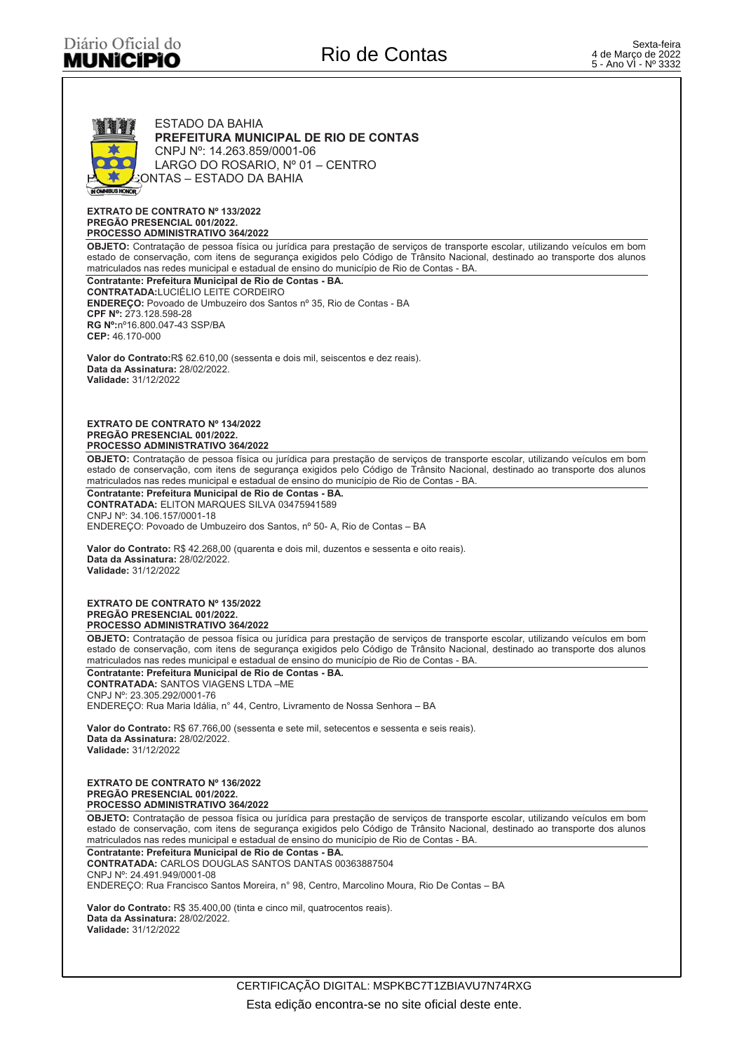ESTADO DA BAHIA
**PREFEITURA MUNICIPAL DE RIO DE CONTAS**
CNPJ Nº: 14.263.859/0001-06
LARGO DO ROSARIO, Nº 01 – CENTRO
RIO DE CONTAS – ESTADO DA BAHIA

**EXTRATO DE CONTRATO Nº 133/2022**
**PREGÃO PRESENCIAL 001/2022.**
**PROCESSO ADMINISTRATIVO 364/2022**

**OBJETO:** Contratação de pessoa física ou jurídica para prestação de serviços de transporte escolar, utilizando veículos em bom estado de conservação, com itens de segurança exigidos pelo Código de Trânsito Nacional, destinado ao transporte dos alunos matriculados nas redes municipal e estadual de ensino do município de Rio de Contas - BA.

**Contratante: Prefeitura Municipal de Rio de Contas - BA.**
**CONTRATADA:**LUCIÉLIO LEITE CORDEIRO
**ENDEREÇO:** Povoado de Umbuzeiro dos Santos nº 35, Rio de Contas - BA
**CPF Nº:** 273.128.598-28
**RG Nº:**nº16.800.047-43 SSP/BA
**CEP:** 46.170-000

**Valor do Contrato:**R$ 62.610,00 (sessenta e dois mil, seiscentos e dez reais).
**Data da Assinatura:** 28/02/2022.
**Validade:** 31/12/2022

**EXTRATO DE CONTRATO Nº 134/2022**
**PREGÃO PRESENCIAL 001/2022.**
**PROCESSO ADMINISTRATIVO 364/2022**

**OBJETO:** Contratação de pessoa física ou jurídica para prestação de serviços de transporte escolar, utilizando veículos em bom estado de conservação, com itens de segurança exigidos pelo Código de Trânsito Nacional, destinado ao transporte dos alunos matriculados nas redes municipal e estadual de ensino do município de Rio de Contas - BA.

**Contratante: Prefeitura Municipal de Rio de Contas - BA.**
**CONTRATADA:** ELITON MARQUES SILVA 03475941589
CNPJ Nº: 34.106.157/0001-18
ENDEREÇO: Povoado de Umbuzeiro dos Santos, nº 50- A, Rio de Contas – BA

**Valor do Contrato:** R$ 42.268,00 (quarenta e dois mil, duzentos e sessenta e oito reais).
**Data da Assinatura:** 28/02/2022.
**Validade:** 31/12/2022

**EXTRATO DE CONTRATO Nº 135/2022**
**PREGÃO PRESENCIAL 001/2022.**
**PROCESSO ADMINISTRATIVO 364/2022**

**OBJETO:** Contratação de pessoa física ou jurídica para prestação de serviços de transporte escolar, utilizando veículos em bom estado de conservação, com itens de segurança exigidos pelo Código de Trânsito Nacional, destinado ao transporte dos alunos matriculados nas redes municipal e estadual de ensino do município de Rio de Contas - BA.

**Contratante: Prefeitura Municipal de Rio de Contas - BA.**
**CONTRATADA:** SANTOS VIAGENS LTDA –ME
CNPJ Nº: 23.305.292/0001-76
ENDEREÇO: Rua Maria Idália, n° 44, Centro, Livramento de Nossa Senhora – BA

**Valor do Contrato:** R$ 67.766,00 (sessenta e sete mil, setecentos e sessenta e seis reais).
**Data da Assinatura:** 28/02/2022.
**Validade:** 31/12/2022

**EXTRATO DE CONTRATO Nº 136/2022**
**PREGÃO PRESENCIAL 001/2022.**
**PROCESSO ADMINISTRATIVO 364/2022**

**OBJETO:** Contratação de pessoa física ou jurídica para prestação de serviços de transporte escolar, utilizando veículos em bom estado de conservação, com itens de segurança exigidos pelo Código de Trânsito Nacional, destinado ao transporte dos alunos matriculados nas redes municipal e estadual de ensino do município de Rio de Contas - BA.

**Contratante: Prefeitura Municipal de Rio de Contas - BA.**
**CONTRATADA:** CARLOS DOUGLAS SANTOS DANTAS 00363887504
CNPJ Nº: 24.491.949/0001-08
ENDEREÇO: Rua Francisco Santos Moreira, n° 98, Centro, Marcolino Moura, Rio De Contas – BA

**Valor do Contrato:** R$ 35.400,00 (tinta e cinco mil, quatrocentos reais).
**Data da Assinatura:** 28/02/2022.
**Validade:** 31/12/2022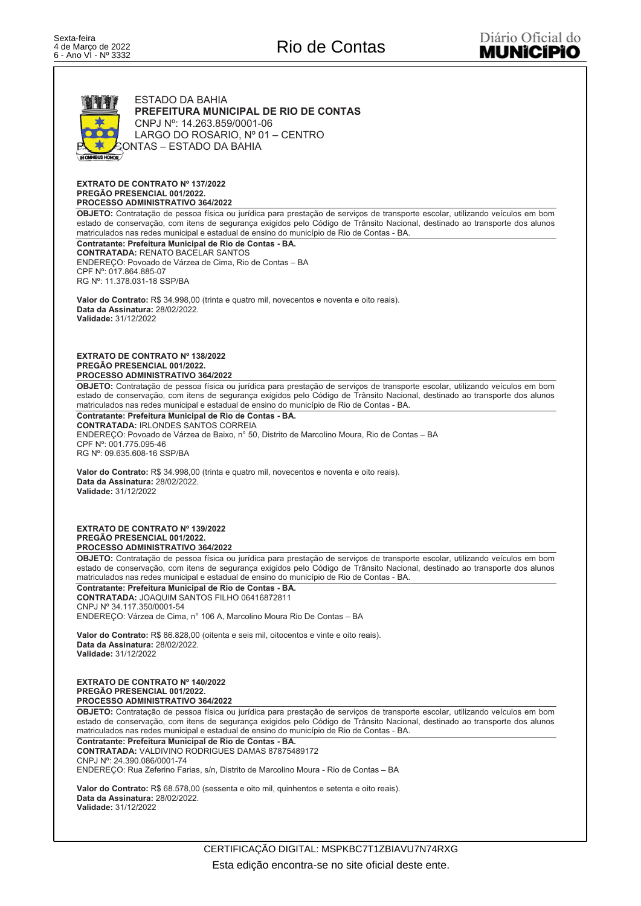ESTADO DA BAHIA
**PREFEITURA MUNICIPAL DE RIO DE CONTAS**
CNPJ Nº: 14.263.859/0001-06
LARGO DO ROSARIO, Nº 01 – CENTRO
RIO DE CONTAS – ESTADO DA BAHIA

**EXTRATO DE CONTRATO Nº 137/2022**
**PREGÃO PRESENCIAL 001/2022.**
**PROCESSO ADMINISTRATIVO 364/2022**

**OBJETO:** Contratação de pessoa física ou jurídica para prestação de serviços de transporte escolar, utilizando veículos em bom estado de conservação, com itens de segurança exigidos pelo Código de Trânsito Nacional, destinado ao transporte dos alunos matriculados nas redes municipal e estadual de ensino do município de Rio de Contas - BA.

**Contratante: Prefeitura Municipal de Rio de Contas - BA.**
**CONTRATADA:** RENATO BACELAR SANTOS
ENDEREÇO: Povoado de Várzea de Cima, Rio de Contas – BA
CPF Nº: 017.864.885-07
RG Nº: 11.378.031-18 SSP/BA

**Valor do Contrato:** R$ 34.998,00 (trinta e quatro mil, novecentos e noventa e oito reais).
**Data da Assinatura:** 28/02/2022.
**Validade:** 31/12/2022

**EXTRATO DE CONTRATO Nº 138/2022**
**PREGÃO PRESENCIAL 001/2022.**
**PROCESSO ADMINISTRATIVO 364/2022**

**OBJETO:** Contratação de pessoa física ou jurídica para prestação de serviços de transporte escolar, utilizando veículos em bom estado de conservação, com itens de segurança exigidos pelo Código de Trânsito Nacional, destinado ao transporte dos alunos matriculados nas redes municipal e estadual de ensino do município de Rio de Contas - BA.

**Contratante: Prefeitura Municipal de Rio de Contas - BA.**
**CONTRATADA:** IRLONDES SANTOS CORREIA
ENDEREÇO: Povoado de Várzea de Baixo, n° 50, Distrito de Marcolino Moura, Rio de Contas – BA
CPF Nº: 001.775.095-46
RG Nº: 09.635.608-16 SSP/BA

**Valor do Contrato:** R$ 34.998,00 (trinta e quatro mil, novecentos e noventa e oito reais).
**Data da Assinatura:** 28/02/2022.
**Validade:** 31/12/2022

**EXTRATO DE CONTRATO Nº 139/2022**
**PREGÃO PRESENCIAL 001/2022.**
**PROCESSO ADMINISTRATIVO 364/2022**

**OBJETO:** Contratação de pessoa física ou jurídica para prestação de serviços de transporte escolar, utilizando veículos em bom estado de conservação, com itens de segurança exigidos pelo Código de Trânsito Nacional, destinado ao transporte dos alunos matriculados nas redes municipal e estadual de ensino do município de Rio de Contas - BA.

**Contratante: Prefeitura Municipal de Rio de Contas - BA.**
**CONTRATADA:** JOAQUIM SANTOS FILHO 06416872811
CNPJ Nº 34.117.350/0001-54
ENDEREÇO: Várzea de Cima, n° 106 A, Marcolino Moura Rio De Contas – BA

**Valor do Contrato:** R$ 86.828,00 (oitenta e seis mil, oitocentos e vinte e oito reais).
**Data da Assinatura:** 28/02/2022.
**Validade:** 31/12/2022

**EXTRATO DE CONTRATO Nº 140/2022**
**PREGÃO PRESENCIAL 001/2022.**
**PROCESSO ADMINISTRATIVO 364/2022**

**OBJETO:** Contratação de pessoa física ou jurídica para prestação de serviços de transporte escolar, utilizando veículos em bom estado de conservação, com itens de segurança exigidos pelo Código de Trânsito Nacional, destinado ao transporte dos alunos matriculados nas redes municipal e estadual de ensino do município de Rio de Contas - BA.

**Contratante: Prefeitura Municipal de Rio de Contas - BA.**
**CONTRATADA:** VALDIVINO RODRIGUES DAMAS 87875489172
CNPJ Nº: 24.390.086/0001-74
ENDEREÇO: Rua Zeferino Farias, s/n, Distrito de Marcolino Moura - Rio de Contas – BA

**Valor do Contrato:** R$ 68.578,00 (sessenta e oito mil, quinhentos e setenta e oito reais).
**Data da Assinatura:** 28/02/2022.
**Validade:** 31/12/2022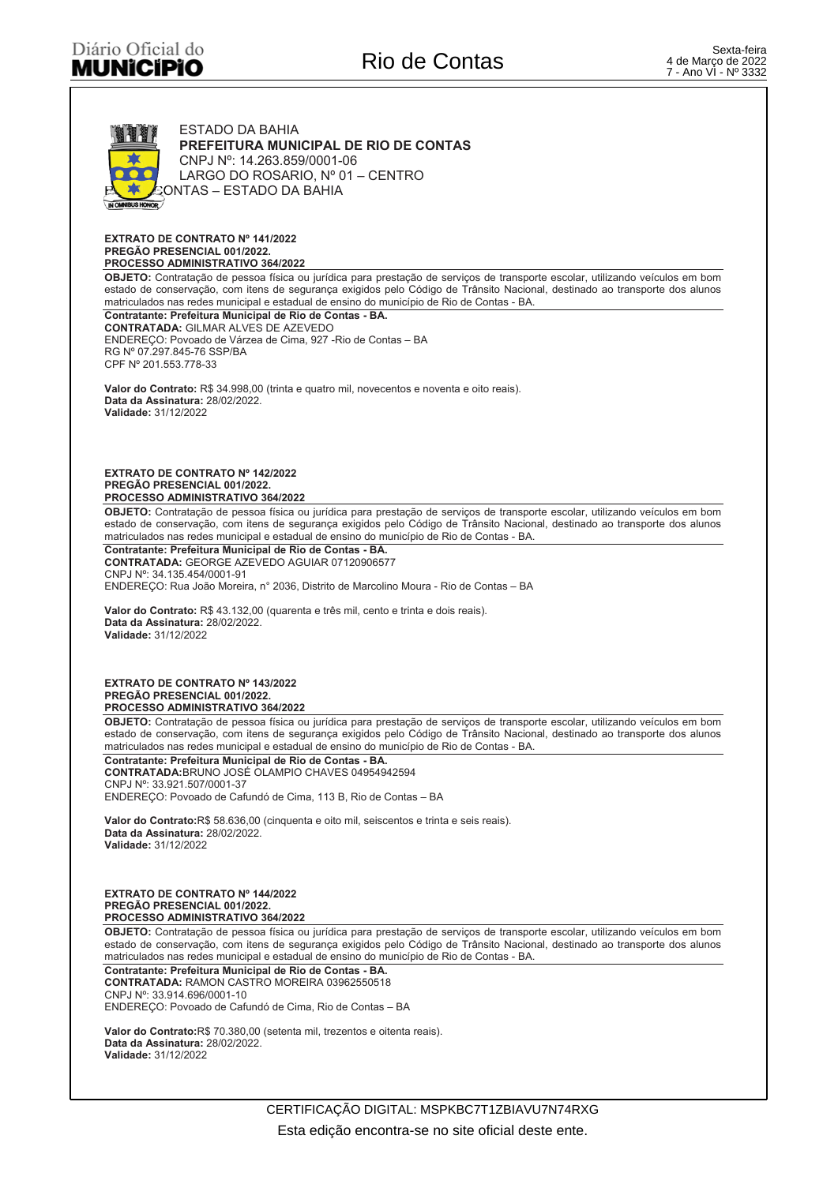ESTADO DA BAHIA
**PREFEITURA MUNICIPAL DE RIO DE CONTAS**
CNPJ Nº: 14.263.859/0001-06
LARGO DO ROSARIO, Nº 01 – CENTRO
RIO DE CONTAS – ESTADO DA BAHIA

**EXTRATO DE CONTRATO Nº 141/2022**
**PREGÃO PRESENCIAL 001/2022.**
**PROCESSO ADMINISTRATIVO 364/2022**

**OBJETO:** Contratação de pessoa física ou jurídica para prestação de serviços de transporte escolar, utilizando veículos em bom estado de conservação, com itens de segurança exigidos pelo Código de Trânsito Nacional, destinado ao transporte dos alunos matriculados nas redes municipal e estadual de ensino do município de Rio de Contas - BA.

**Contratante: Prefeitura Municipal de Rio de Contas - BA.**
**CONTRATADA:** GILMAR ALVES DE AZEVEDO
ENDEREÇO: Povoado de Várzea de Cima, 927 -Rio de Contas – BA
RG Nº 07.297.845-76 SSP/BA
CPF Nº 201.553.778-33

**Valor do Contrato:** R$ 34.998,00 (trinta e quatro mil, novecentos e noventa e oito reais).
**Data da Assinatura:** 28/02/2022.
**Validade:** 31/12/2022

**EXTRATO DE CONTRATO Nº 142/2022**
**PREGÃO PRESENCIAL 001/2022.**
**PROCESSO ADMINISTRATIVO 364/2022**

**OBJETO:** Contratação de pessoa física ou jurídica para prestação de serviços de transporte escolar, utilizando veículos em bom estado de conservação, com itens de segurança exigidos pelo Código de Trânsito Nacional, destinado ao transporte dos alunos matriculados nas redes municipal e estadual de ensino do município de Rio de Contas - BA.

**Contratante: Prefeitura Municipal de Rio de Contas - BA.**
**CONTRATADA:** GEORGE AZEVEDO AGUIAR 07120906577
CNPJ Nº: 34.135.454/0001-91
ENDEREÇO: Rua João Moreira, n° 2036, Distrito de Marcolino Moura - Rio de Contas – BA

**Valor do Contrato:** R$ 43.132,00 (quarenta e três mil, cento e trinta e dois reais).
**Data da Assinatura:** 28/02/2022.
**Validade:** 31/12/2022

**EXTRATO DE CONTRATO Nº 143/2022**
**PREGÃO PRESENCIAL 001/2022.**
**PROCESSO ADMINISTRATIVO 364/2022**

**OBJETO:** Contratação de pessoa física ou jurídica para prestação de serviços de transporte escolar, utilizando veículos em bom estado de conservação, com itens de segurança exigidos pelo Código de Trânsito Nacional, destinado ao transporte dos alunos matriculados nas redes municipal e estadual de ensino do município de Rio de Contas - BA.

**Contratante: Prefeitura Municipal de Rio de Contas - BA.**
**CONTRATADA:**BRUNO JOSÉ OLAMPIO CHAVES 04954942594
CNPJ Nº: 33.921.507/0001-37
ENDEREÇO: Povoado de Cafundó de Cima, 113 B, Rio de Contas – BA

**Valor do Contrato:**R$ 58.636,00 (cinquenta e oito mil, seiscentos e trinta e seis reais).
**Data da Assinatura:** 28/02/2022.
**Validade:** 31/12/2022

**EXTRATO DE CONTRATO Nº 144/2022**
**PREGÃO PRESENCIAL 001/2022.**
**PROCESSO ADMINISTRATIVO 364/2022**

**OBJETO:** Contratação de pessoa física ou jurídica para prestação de serviços de transporte escolar, utilizando veículos em bom estado de conservação, com itens de segurança exigidos pelo Código de Trânsito Nacional, destinado ao transporte dos alunos matriculados nas redes municipal e estadual de ensino do município de Rio de Contas - BA.

**Contratante: Prefeitura Municipal de Rio de Contas - BA.**
**CONTRATADA:** RAMON CASTRO MOREIRA 03962550518
CNPJ Nº: 33.914.696/0001-10
ENDEREÇO: Povoado de Cafundó de Cima, Rio de Contas – BA

**Valor do Contrato:**R$ 70.380,00 (setenta mil, trezentos e oitenta reais).
**Data da Assinatura:** 28/02/2022.
**Validade:** 31/12/2022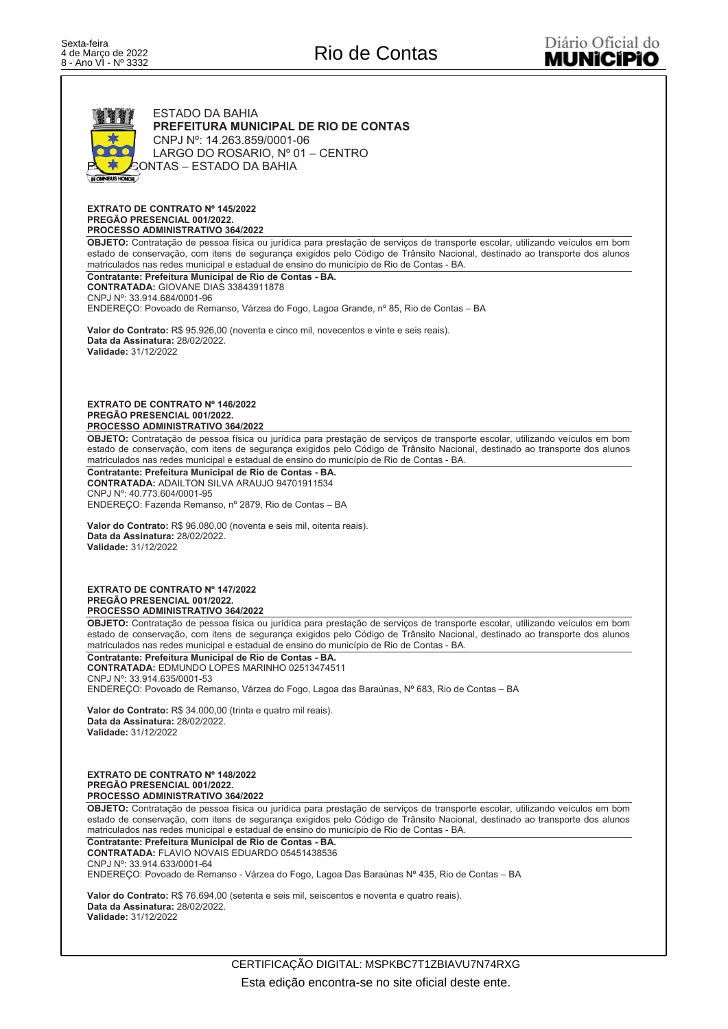ESTADO DA BAHIA
**PREFEITURA MUNICIPAL DE RIO DE CONTAS**
CNPJ Nº: 14.263.859/0001-06
LARGO DO ROSARIO, Nº 01 – CENTRO
RIO DE CONTAS – ESTADO DA BAHIA

**EXTRATO DE CONTRATO Nº 145/2022**
**PREGÃO PRESENCIAL 001/2022.**
**PROCESSO ADMINISTRATIVO 364/2022**

**OBJETO:** Contratação de pessoa física ou jurídica para prestação de serviços de transporte escolar, utilizando veículos em bom estado de conservação, com itens de segurança exigidos pelo Código de Trânsito Nacional, destinado ao transporte dos alunos matriculados nas redes municipal e estadual de ensino do município de Rio de Contas - BA.

**Contratante: Prefeitura Municipal de Rio de Contas - BA.**
**CONTRATADA:** GIOVANE DIAS 33843911878
CNPJ Nº: 33.914.684/0001-96
ENDEREÇO: Povoado de Remanso, Várzea do Fogo, Lagoa Grande, nº 85, Rio de Contas – BA

**Valor do Contrato:** R$ 95.926,00 (noventa e cinco mil, novecentos e vinte e seis reais).
**Data da Assinatura:** 28/02/2022.
**Validade:** 31/12/2022

**EXTRATO DE CONTRATO Nº 146/2022**
**PREGÃO PRESENCIAL 001/2022.**
**PROCESSO ADMINISTRATIVO 364/2022**

**OBJETO:** Contratação de pessoa física ou jurídica para prestação de serviços de transporte escolar, utilizando veículos em bom estado de conservação, com itens de segurança exigidos pelo Código de Trânsito Nacional, destinado ao transporte dos alunos matriculados nas redes municipal e estadual de ensino do município de Rio de Contas - BA.

**Contratante: Prefeitura Municipal de Rio de Contas - BA.**
**CONTRATADA:** ADAILTON SILVA ARAUJO 94701911534
CNPJ Nº: 40.773.604/0001-95
ENDEREÇO: Fazenda Remanso, nº 2879, Rio de Contas – BA

**Valor do Contrato:** R$ 96.080,00 (noventa e seis mil, oitenta reais).
**Data da Assinatura:** 28/02/2022.
**Validade:** 31/12/2022

**EXTRATO DE CONTRATO Nº 147/2022**
**PREGÃO PRESENCIAL 001/2022.**
**PROCESSO ADMINISTRATIVO 364/2022**

**OBJETO:** Contratação de pessoa física ou jurídica para prestação de serviços de transporte escolar, utilizando veículos em bom estado de conservação, com itens de segurança exigidos pelo Código de Trânsito Nacional, destinado ao transporte dos alunos matriculados nas redes municipal e estadual de ensino do município de Rio de Contas - BA.

**Contratante: Prefeitura Municipal de Rio de Contas - BA.**
**CONTRATADA:** EDMUNDO LOPES MARINHO 02513474511
CNPJ Nº: 33.914.635/0001-53
ENDEREÇO: Povoado de Remanso, Várzea do Fogo, Lagoa das Baraúnas, Nº 683, Rio de Contas – BA

**Valor do Contrato:** R$ 34.000,00 (trinta e quatro mil reais).
**Data da Assinatura:** 28/02/2022.
**Validade:** 31/12/2022

**EXTRATO DE CONTRATO Nº 148/2022**
**PREGÃO PRESENCIAL 001/2022.**
**PROCESSO ADMINISTRATIVO 364/2022**

**OBJETO:** Contratação de pessoa física ou jurídica para prestação de serviços de transporte escolar, utilizando veículos em bom estado de conservação, com itens de segurança exigidos pelo Código de Trânsito Nacional, destinado ao transporte dos alunos matriculados nas redes municipal e estadual de ensino do município de Rio de Contas - BA.

**Contratante: Prefeitura Municipal de Rio de Contas - BA.**
**CONTRATADA:** FLAVIO NOVAIS EDUARDO 05451438536
CNPJ Nº: 33.914.633/0001-64
ENDEREÇO: Povoado de Remanso - Várzea do Fogo, Lagoa Das Baraúnas Nº 435, Rio de Contas – BA

**Valor do Contrato:** R$ 76.694,00 (setenta e seis mil, seiscentos e noventa e quatro reais).
**Data da Assinatura:** 28/02/2022.
**Validade:** 31/12/2022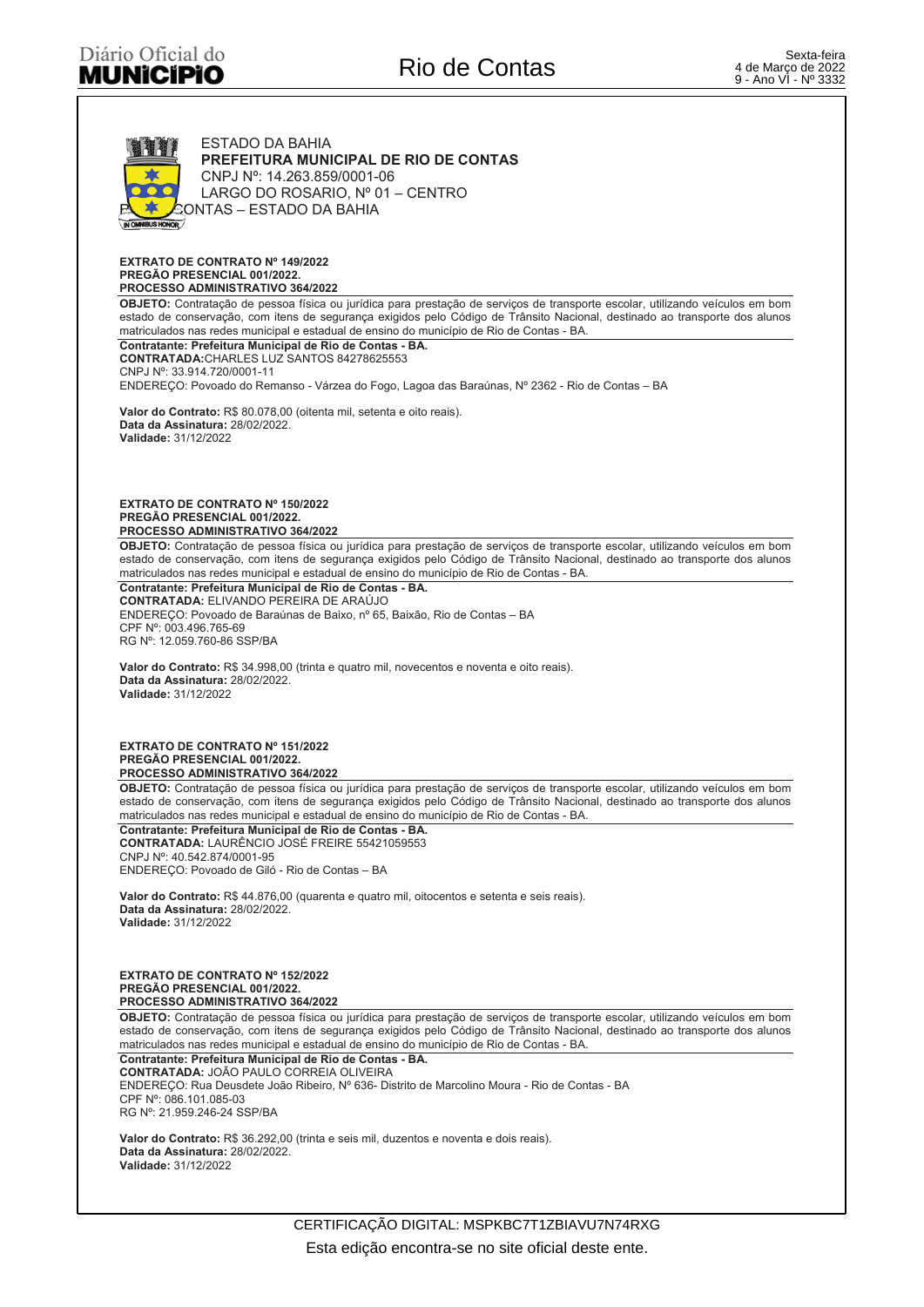ESTADO DA BAHIA
**PREFEITURA MUNICIPAL DE RIO DE CONTAS**
CNPJ Nº: 14.263.859/0001-06
LARGO DO ROSARIO, Nº 01 – CENTRO
RIO DE CONTAS – ESTADO DA BAHIA

**EXTRATO DE CONTRATO Nº 149/2022**
**PREGÃO PRESENCIAL 001/2022.**
**PROCESSO ADMINISTRATIVO 364/2022**

**OBJETO:** Contratação de pessoa física ou jurídica para prestação de serviços de transporte escolar, utilizando veículos em bom estado de conservação, com itens de segurança exigidos pelo Código de Trânsito Nacional, destinado ao transporte dos alunos matriculados nas redes municipal e estadual de ensino do município de Rio de Contas - BA.

**Contratante: Prefeitura Municipal de Rio de Contas - BA.**
**CONTRATADA:** CHARLES LUZ SANTOS 84278625553
CNPJ Nº: 33.914.720/0001-11
ENDEREÇO: Povoado do Remanso - Várzea do Fogo, Lagoa das Baraúnas, Nº 2362 - Rio de Contas – BA

**Valor do Contrato:** R$ 80.078,00 (oitenta mil, setenta e oito reais).
**Data da Assinatura:** 28/02/2022.
**Validade:** 31/12/2022

**EXTRATO DE CONTRATO Nº 150/2022**
**PREGÃO PRESENCIAL 001/2022.**
**PROCESSO ADMINISTRATIVO 364/2022**

**OBJETO:** Contratação de pessoa física ou jurídica para prestação de serviços de transporte escolar, utilizando veículos em bom estado de conservação, com itens de segurança exigidos pelo Código de Trânsito Nacional, destinado ao transporte dos alunos matriculados nas redes municipal e estadual de ensino do município de Rio de Contas - BA.

**Contratante: Prefeitura Municipal de Rio de Contas - BA.**
**CONTRATADA:** ELIVANDO PEREIRA DE ARAÚJO
ENDEREÇO: Povoado de Baraúnas de Baixo, nº 65, Baixão, Rio de Contas – BA
CPF Nº: 003.496.765-69
RG Nº: 12.059.760-86 SSP/BA

**Valor do Contrato:** R$ 34.998,00 (trinta e quatro mil, novecentos e noventa e oito reais).
**Data da Assinatura:** 28/02/2022.
**Validade:** 31/12/2022

**EXTRATO DE CONTRATO Nº 151/2022**
**PREGÃO PRESENCIAL 001/2022.**
**PROCESSO ADMINISTRATIVO 364/2022**

**OBJETO:** Contratação de pessoa física ou jurídica para prestação de serviços de transporte escolar, utilizando veículos em bom estado de conservação, com itens de segurança exigidos pelo Código de Trânsito Nacional, destinado ao transporte dos alunos matriculados nas redes municipal e estadual de ensino do município de Rio de Contas - BA.

**Contratante: Prefeitura Municipal de Rio de Contas - BA.**
**CONTRATADA:** LAURÊNCIO JOSÉ FREIRE 55421059553
CNPJ Nº: 40.542.874/0001-95
ENDEREÇO: Povoado de Giló - Rio de Contas – BA

**Valor do Contrato:** R$ 44.876,00 (quarenta e quatro mil, oitocentos e setenta e seis reais).
**Data da Assinatura:** 28/02/2022.
**Validade:** 31/12/2022

**EXTRATO DE CONTRATO Nº 152/2022**
**PREGÃO PRESENCIAL 001/2022.**
**PROCESSO ADMINISTRATIVO 364/2022**

**OBJETO:** Contratação de pessoa física ou jurídica para prestação de serviços de transporte escolar, utilizando veículos em bom estado de conservação, com itens de segurança exigidos pelo Código de Trânsito Nacional, destinado ao transporte dos alunos matriculados nas redes municipal e estadual de ensino do município de Rio de Contas - BA.

**Contratante: Prefeitura Municipal de Rio de Contas - BA.**
**CONTRATADA:** JOÃO PAULO CORREIA OLIVEIRA
ENDEREÇO: Rua Deusdete João Ribeiro, Nº 636- Distrito de Marcolino Moura - Rio de Contas - BA
CPF Nº: 086.101.085-03
RG Nº: 21.959.246-24 SSP/BA

**Valor do Contrato:** R$ 36.292,00 (trinta e seis mil, duzentos e noventa e dois reais).
**Data da Assinatura:** 28/02/2022.
**Validade:** 31/12/2022